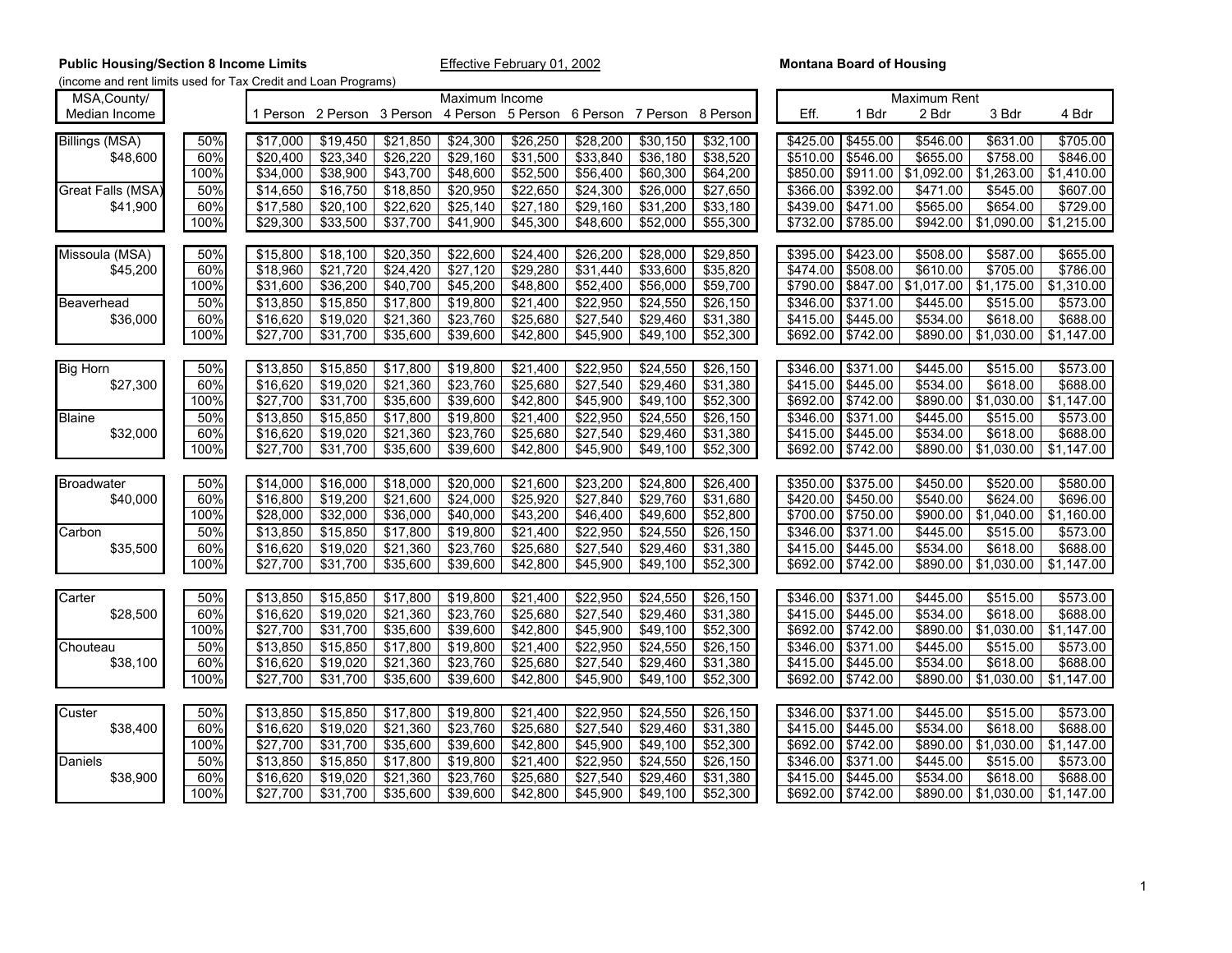**Public Housing/Section 8 Income Limits** | Effective February 01, 2002 | **Montana Board of Housing**

(income and rent limits used for Tax Credit and Loan Programs)

| MSA,County/ Median Income | | Maximum Income | | | | | | | | Maximum Rent | | | | |
|---|---|---|---|---|---|---|---|---|---|---|---|---|---|---|
| | | 1 Person | 2 Person | 3 Person | 4 Person | 5 Person | 6 Person | 7 Person | 8 Person | Eff. | 1 Bdr | 2 Bdr | 3 Bdr | 4 Bdr |
| Billings (MSA) | 50% | $17,000 | $19,450 | $21,850 | $24,300 | $26,250 | $28,200 | $30,150 | $32,100 | $425.00 | $455.00 | $546.00 | $631.00 | $705.00 |
| $48,600 | 60% | $20,400 | $23,340 | $26,220 | $29,160 | $31,500 | $33,840 | $36,180 | $38,520 | $510.00 | $546.00 | $655.00 | $758.00 | $846.00 |
| | 100% | $34,000 | $38,900 | $43,700 | $48,600 | $52,500 | $56,400 | $60,300 | $64,200 | $850.00 | $911.00 | $1,092.00 | $1,263.00 | $1,410.00 |
| Great Falls (MSA) | 50% | $14,650 | $16,750 | $18,850 | $20,950 | $22,650 | $24,300 | $26,000 | $27,650 | $366.00 | $392.00 | $471.00 | $545.00 | $607.00 |
| $41,900 | 60% | $17,580 | $20,100 | $22,620 | $25,140 | $27,180 | $29,160 | $31,200 | $33,180 | $439.00 | $471.00 | $565.00 | $654.00 | $729.00 |
| | 100% | $29,300 | $33,500 | $37,700 | $41,900 | $45,300 | $48,600 | $52,000 | $55,300 | $732.00 | $785.00 | $942.00 | $1,090.00 | $1,215.00 |
| Missoula (MSA) | 50% | $15,800 | $18,100 | $20,350 | $22,600 | $24,400 | $26,200 | $28,000 | $29,850 | $395.00 | $423.00 | $508.00 | $587.00 | $655.00 |
| $45,200 | 60% | $18,960 | $21,720 | $24,420 | $27,120 | $29,280 | $31,440 | $33,600 | $35,820 | $474.00 | $508.00 | $610.00 | $705.00 | $786.00 |
| | 100% | $31,600 | $36,200 | $40,700 | $45,200 | $48,800 | $52,400 | $56,000 | $59,700 | $790.00 | $847.00 | $1,017.00 | $1,175.00 | $1,310.00 |
| Beaverhead | 50% | $13,850 | $15,850 | $17,800 | $19,800 | $21,400 | $22,950 | $24,550 | $26,150 | $346.00 | $371.00 | $445.00 | $515.00 | $573.00 |
| $36,000 | 60% | $16,620 | $19,020 | $21,360 | $23,760 | $25,680 | $27,540 | $29,460 | $31,380 | $415.00 | $445.00 | $534.00 | $618.00 | $688.00 |
| | 100% | $27,700 | $31,700 | $35,600 | $39,600 | $42,800 | $45,900 | $49,100 | $52,300 | $692.00 | $742.00 | $890.00 | $1,030.00 | $1,147.00 |
| Big Horn | 50% | $13,850 | $15,850 | $17,800 | $19,800 | $21,400 | $22,950 | $24,550 | $26,150 | $346.00 | $371.00 | $445.00 | $515.00 | $573.00 |
| $27,300 | 60% | $16,620 | $19,020 | $21,360 | $23,760 | $25,680 | $27,540 | $29,460 | $31,380 | $415.00 | $445.00 | $534.00 | $618.00 | $688.00 |
| | 100% | $27,700 | $31,700 | $35,600 | $39,600 | $42,800 | $45,900 | $49,100 | $52,300 | $692.00 | $742.00 | $890.00 | $1,030.00 | $1,147.00 |
| Blaine | 50% | $13,850 | $15,850 | $17,800 | $19,800 | $21,400 | $22,950 | $24,550 | $26,150 | $346.00 | $371.00 | $445.00 | $515.00 | $573.00 |
| $32,000 | 60% | $16,620 | $19,020 | $21,360 | $23,760 | $25,680 | $27,540 | $29,460 | $31,380 | $415.00 | $445.00 | $534.00 | $618.00 | $688.00 |
| | 100% | $27,700 | $31,700 | $35,600 | $39,600 | $42,800 | $45,900 | $49,100 | $52,300 | $692.00 | $742.00 | $890.00 | $1,030.00 | $1,147.00 |
| Broadwater | 50% | $14,000 | $16,000 | $18,000 | $20,000 | $21,600 | $23,200 | $24,800 | $26,400 | $350.00 | $375.00 | $450.00 | $520.00 | $580.00 |
| $40,000 | 60% | $16,800 | $19,200 | $21,600 | $24,000 | $25,920 | $27,840 | $29,760 | $31,680 | $420.00 | $450.00 | $540.00 | $624.00 | $696.00 |
| | 100% | $28,000 | $32,000 | $36,000 | $40,000 | $43,200 | $46,400 | $49,600 | $52,800 | $700.00 | $750.00 | $900.00 | $1,040.00 | $1,160.00 |
| Carbon | 50% | $13,850 | $15,850 | $17,800 | $19,800 | $21,400 | $22,950 | $24,550 | $26,150 | $346.00 | $371.00 | $445.00 | $515.00 | $573.00 |
| $35,500 | 60% | $16,620 | $19,020 | $21,360 | $23,760 | $25,680 | $27,540 | $29,460 | $31,380 | $415.00 | $445.00 | $534.00 | $618.00 | $688.00 |
| | 100% | $27,700 | $31,700 | $35,600 | $39,600 | $42,800 | $45,900 | $49,100 | $52,300 | $692.00 | $742.00 | $890.00 | $1,030.00 | $1,147.00 |
| Carter | 50% | $13,850 | $15,850 | $17,800 | $19,800 | $21,400 | $22,950 | $24,550 | $26,150 | $346.00 | $371.00 | $445.00 | $515.00 | $573.00 |
| $28,500 | 60% | $16,620 | $19,020 | $21,360 | $23,760 | $25,680 | $27,540 | $29,460 | $31,380 | $415.00 | $445.00 | $534.00 | $618.00 | $688.00 |
| | 100% | $27,700 | $31,700 | $35,600 | $39,600 | $42,800 | $45,900 | $49,100 | $52,300 | $692.00 | $742.00 | $890.00 | $1,030.00 | $1,147.00 |
| Chouteau | 50% | $13,850 | $15,850 | $17,800 | $19,800 | $21,400 | $22,950 | $24,550 | $26,150 | $346.00 | $371.00 | $445.00 | $515.00 | $573.00 |
| $38,100 | 60% | $16,620 | $19,020 | $21,360 | $23,760 | $25,680 | $27,540 | $29,460 | $31,380 | $415.00 | $445.00 | $534.00 | $618.00 | $688.00 |
| | 100% | $27,700 | $31,700 | $35,600 | $39,600 | $42,800 | $45,900 | $49,100 | $52,300 | $692.00 | $742.00 | $890.00 | $1,030.00 | $1,147.00 |
| Custer | 50% | $13,850 | $15,850 | $17,800 | $19,800 | $21,400 | $22,950 | $24,550 | $26,150 | $346.00 | $371.00 | $445.00 | $515.00 | $573.00 |
| $38,400 | 60% | $16,620 | $19,020 | $21,360 | $23,760 | $25,680 | $27,540 | $29,460 | $31,380 | $415.00 | $445.00 | $534.00 | $618.00 | $688.00 |
| | 100% | $27,700 | $31,700 | $35,600 | $39,600 | $42,800 | $45,900 | $49,100 | $52,300 | $692.00 | $742.00 | $890.00 | $1,030.00 | $1,147.00 |
| Daniels | 50% | $13,850 | $15,850 | $17,800 | $19,800 | $21,400 | $22,950 | $24,550 | $26,150 | $346.00 | $371.00 | $445.00 | $515.00 | $573.00 |
| $38,900 | 60% | $16,620 | $19,020 | $21,360 | $23,760 | $25,680 | $27,540 | $29,460 | $31,380 | $415.00 | $445.00 | $534.00 | $618.00 | $688.00 |
| | 100% | $27,700 | $31,700 | $35,600 | $39,600 | $42,800 | $45,900 | $49,100 | $52,300 | $692.00 | $742.00 | $890.00 | $1,030.00 | $1,147.00 |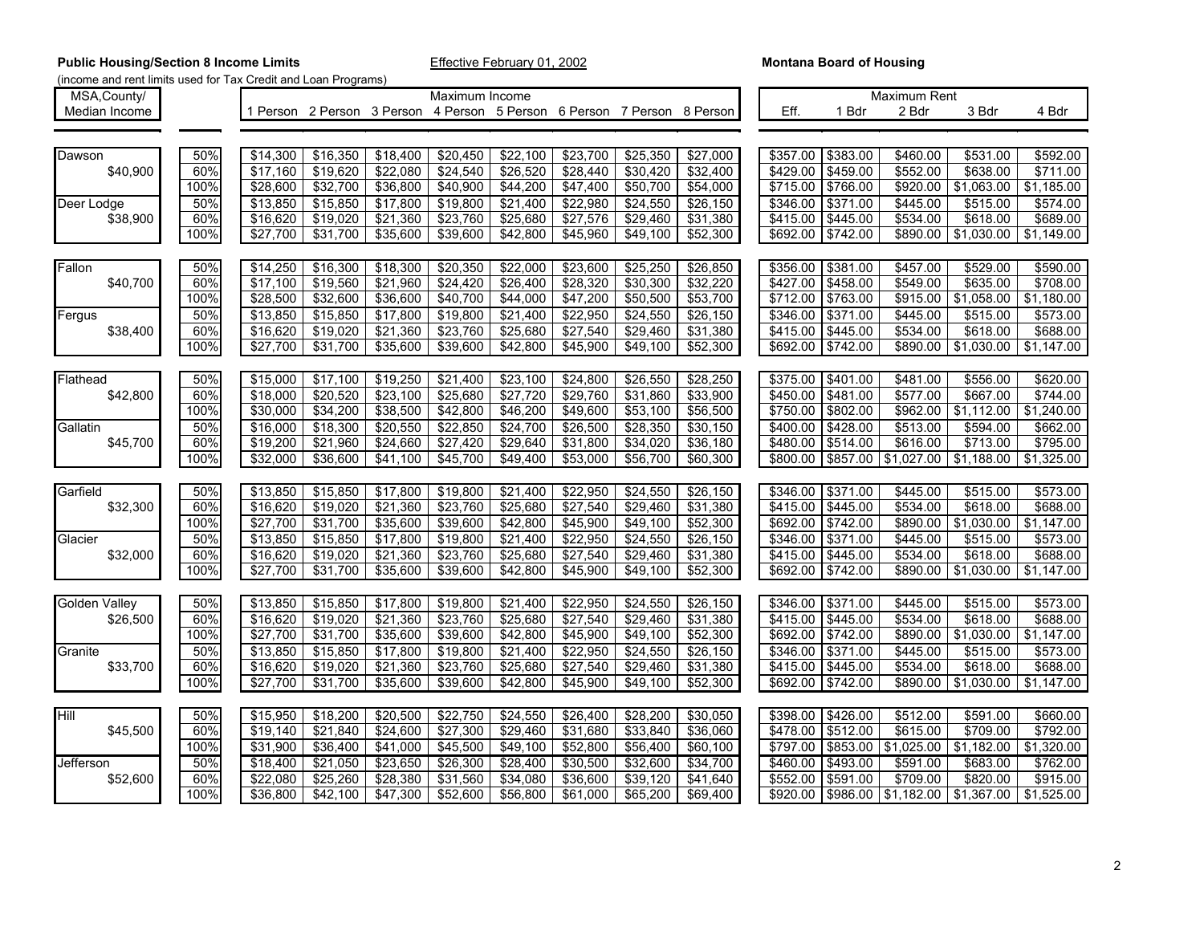**Public Housing/Section 8 Income Limits** Effective February 01, 2002 **Montana Board of Housing**

(income and rent limits used for Tax Credit and Loan Programs)

| MSA,County/ Median Income | | Maximum Income | | | | | | | | Maximum Rent | | | | |
|---|---|---|---|---|---|---|---|---|---|---|---|---|---|---|
| | | 1 Person | 2 Person | 3 Person | 4 Person | 5 Person | 6 Person | 7 Person | 8 Person | Eff. | 1 Bdr | 2 Bdr | 3 Bdr | 4 Bdr |
| Dawson | 50% | $14,300 | $16,350 | $18,400 | $20,450 | $22,100 | $23,700 | $25,350 | $27,000 | $357.00 | $383.00 | $460.00 | $531.00 | $592.00 |
| $40,900 | 60% | $17,160 | $19,620 | $22,080 | $24,540 | $26,520 | $28,440 | $30,420 | $32,400 | $429.00 | $459.00 | $552.00 | $638.00 | $711.00 |
| | 100% | $28,600 | $32,700 | $36,800 | $40,900 | $44,200 | $47,400 | $50,700 | $54,000 | $715.00 | $766.00 | $920.00 | $1,063.00 | $1,185.00 |
| Deer Lodge | 50% | $13,850 | $15,850 | $17,800 | $19,800 | $21,400 | $22,980 | $24,550 | $26,150 | $346.00 | $371.00 | $445.00 | $515.00 | $574.00 |
| $38,900 | 60% | $16,620 | $19,020 | $21,360 | $23,760 | $25,680 | $27,576 | $29,460 | $31,380 | $415.00 | $445.00 | $534.00 | $618.00 | $689.00 |
| | 100% | $27,700 | $31,700 | $35,600 | $39,600 | $42,800 | $45,960 | $49,100 | $52,300 | $692.00 | $742.00 | $890.00 | $1,030.00 | $1,149.00 |
| Fallon | 50% | $14,250 | $16,300 | $18,300 | $20,350 | $22,000 | $23,600 | $25,250 | $26,850 | $356.00 | $381.00 | $457.00 | $529.00 | $590.00 |
| $40,700 | 60% | $17,100 | $19,560 | $21,960 | $24,420 | $26,400 | $28,320 | $30,300 | $32,220 | $427.00 | $458.00 | $549.00 | $635.00 | $708.00 |
| | 100% | $28,500 | $32,600 | $36,600 | $40,700 | $44,000 | $47,200 | $50,500 | $53,700 | $712.00 | $763.00 | $915.00 | $1,058.00 | $1,180.00 |
| Fergus | 50% | $13,850 | $15,850 | $17,800 | $19,800 | $21,400 | $22,950 | $24,550 | $26,150 | $346.00 | $371.00 | $445.00 | $515.00 | $573.00 |
| $38,400 | 60% | $16,620 | $19,020 | $21,360 | $23,760 | $25,680 | $27,540 | $29,460 | $31,380 | $415.00 | $445.00 | $534.00 | $618.00 | $688.00 |
| | 100% | $27,700 | $31,700 | $35,600 | $39,600 | $42,800 | $45,900 | $49,100 | $52,300 | $692.00 | $742.00 | $890.00 | $1,030.00 | $1,147.00 |
| Flathead | 50% | $15,000 | $17,100 | $19,250 | $21,400 | $23,100 | $24,800 | $26,550 | $28,250 | $375.00 | $401.00 | $481.00 | $556.00 | $620.00 |
| $42,800 | 60% | $18,000 | $20,520 | $23,100 | $25,680 | $27,720 | $29,760 | $31,860 | $33,900 | $450.00 | $481.00 | $577.00 | $667.00 | $744.00 |
| | 100% | $30,000 | $34,200 | $38,500 | $42,800 | $46,200 | $49,600 | $53,100 | $56,500 | $750.00 | $802.00 | $962.00 | $1,112.00 | $1,240.00 |
| Gallatin | 50% | $16,000 | $18,300 | $20,550 | $22,850 | $24,700 | $26,500 | $28,350 | $30,150 | $400.00 | $428.00 | $513.00 | $594.00 | $662.00 |
| $45,700 | 60% | $19,200 | $21,960 | $24,660 | $27,420 | $29,640 | $31,800 | $34,020 | $36,180 | $480.00 | $514.00 | $616.00 | $713.00 | $795.00 |
| | 100% | $32,000 | $36,600 | $41,100 | $45,700 | $49,400 | $53,000 | $56,700 | $60,300 | $800.00 | $857.00 | $1,027.00 | $1,188.00 | $1,325.00 |
| Garfield | 50% | $13,850 | $15,850 | $17,800 | $19,800 | $21,400 | $22,950 | $24,550 | $26,150 | $346.00 | $371.00 | $445.00 | $515.00 | $573.00 |
| $32,300 | 60% | $16,620 | $19,020 | $21,360 | $23,760 | $25,680 | $27,540 | $29,460 | $31,380 | $415.00 | $445.00 | $534.00 | $618.00 | $688.00 |
| | 100% | $27,700 | $31,700 | $35,600 | $39,600 | $42,800 | $45,900 | $49,100 | $52,300 | $692.00 | $742.00 | $890.00 | $1,030.00 | $1,147.00 |
| Glacier | 50% | $13,850 | $15,850 | $17,800 | $19,800 | $21,400 | $22,950 | $24,550 | $26,150 | $346.00 | $371.00 | $445.00 | $515.00 | $573.00 |
| $32,000 | 60% | $16,620 | $19,020 | $21,360 | $23,760 | $25,680 | $27,540 | $29,460 | $31,380 | $415.00 | $445.00 | $534.00 | $618.00 | $688.00 |
| | 100% | $27,700 | $31,700 | $35,600 | $39,600 | $42,800 | $45,900 | $49,100 | $52,300 | $692.00 | $742.00 | $890.00 | $1,030.00 | $1,147.00 |
| Golden Valley | 50% | $13,850 | $15,850 | $17,800 | $19,800 | $21,400 | $22,950 | $24,550 | $26,150 | $346.00 | $371.00 | $445.00 | $515.00 | $573.00 |
| $26,500 | 60% | $16,620 | $19,020 | $21,360 | $23,760 | $25,680 | $27,540 | $29,460 | $31,380 | $415.00 | $445.00 | $534.00 | $618.00 | $688.00 |
| | 100% | $27,700 | $31,700 | $35,600 | $39,600 | $42,800 | $45,900 | $49,100 | $52,300 | $692.00 | $742.00 | $890.00 | $1,030.00 | $1,147.00 |
| Granite | 50% | $13,850 | $15,850 | $17,800 | $19,800 | $21,400 | $22,950 | $24,550 | $26,150 | $346.00 | $371.00 | $445.00 | $515.00 | $573.00 |
| $33,700 | 60% | $16,620 | $19,020 | $21,360 | $23,760 | $25,680 | $27,540 | $29,460 | $31,380 | $415.00 | $445.00 | $534.00 | $618.00 | $688.00 |
| | 100% | $27,700 | $31,700 | $35,600 | $39,600 | $42,800 | $45,900 | $49,100 | $52,300 | $692.00 | $742.00 | $890.00 | $1,030.00 | $1,147.00 |
| Hill | 50% | $15,950 | $18,200 | $20,500 | $22,750 | $24,550 | $26,400 | $28,200 | $30,050 | $398.00 | $426.00 | $512.00 | $591.00 | $660.00 |
| $45,500 | 60% | $19,140 | $21,840 | $24,600 | $27,300 | $29,460 | $31,680 | $33,840 | $36,060 | $478.00 | $512.00 | $615.00 | $709.00 | $792.00 |
| | 100% | $31,900 | $36,400 | $41,000 | $45,500 | $49,100 | $52,800 | $56,400 | $60,100 | $797.00 | $853.00 | $1,025.00 | $1,182.00 | $1,320.00 |
| Jefferson | 50% | $18,400 | $21,050 | $23,650 | $26,300 | $28,400 | $30,500 | $32,600 | $34,700 | $460.00 | $493.00 | $591.00 | $683.00 | $762.00 |
| $52,600 | 60% | $22,080 | $25,260 | $28,380 | $31,560 | $34,080 | $36,600 | $39,120 | $41,640 | $552.00 | $591.00 | $709.00 | $820.00 | $915.00 |
| | 100% | $36,800 | $42,100 | $47,300 | $52,600 | $56,800 | $61,000 | $65,200 | $69,400 | $920.00 | $986.00 | $1,182.00 | $1,367.00 | $1,525.00 |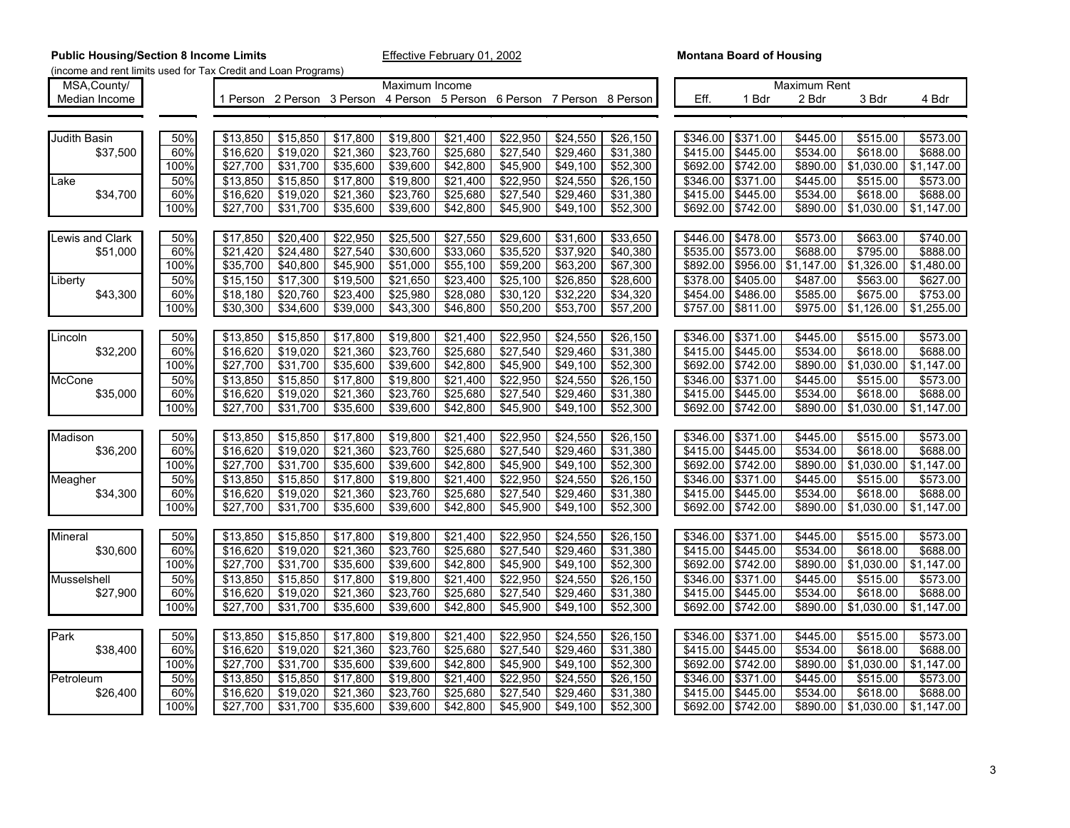**Public Housing/Section 8 Income Limits** Effective February 01, 2002 **Montana Board of Housing**

(income and rent limits used for Tax Credit and Loan Programs)

| MSA,County/ Median Income | | Maximum Income | | | | | | | | Maximum Rent | | | | |
|---|---|---|---|---|---|---|---|---|---|---|---|---|---|---|
| | | 1 Person | 2 Person | 3 Person | 4 Person | 5 Person | 6 Person | 7 Person | 8 Person | Eff. | 1 Bdr | 2 Bdr | 3 Bdr | 4 Bdr |
| Judith Basin | 50% | $13,850 | $15,850 | $17,800 | $19,800 | $21,400 | $22,950 | $24,550 | $26,150 | $346.00 | $371.00 | $445.00 | $515.00 | $573.00 |
| $37,500 | 60% | $16,620 | $19,020 | $21,360 | $23,760 | $25,680 | $27,540 | $29,460 | $31,380 | $415.00 | $445.00 | $534.00 | $618.00 | $688.00 |
| | 100% | $27,700 | $31,700 | $35,600 | $39,600 | $42,800 | $45,900 | $49,100 | $52,300 | $692.00 | $742.00 | $890.00 | $1,030.00 | $1,147.00 |
| Lake | 50% | $13,850 | $15,850 | $17,800 | $19,800 | $21,400 | $22,950 | $24,550 | $26,150 | $346.00 | $371.00 | $445.00 | $515.00 | $573.00 |
| $34,700 | 60% | $16,620 | $19,020 | $21,360 | $23,760 | $25,680 | $27,540 | $29,460 | $31,380 | $415.00 | $445.00 | $534.00 | $618.00 | $688.00 |
| | 100% | $27,700 | $31,700 | $35,600 | $39,600 | $42,800 | $45,900 | $49,100 | $52,300 | $692.00 | $742.00 | $890.00 | $1,030.00 | $1,147.00 |
| Lewis and Clark | 50% | $17,850 | $20,400 | $22,950 | $25,500 | $27,550 | $29,600 | $31,600 | $33,650 | $446.00 | $478.00 | $573.00 | $663.00 | $740.00 |
| $51,000 | 60% | $21,420 | $24,480 | $27,540 | $30,600 | $33,060 | $35,520 | $37,920 | $40,380 | $535.00 | $573.00 | $688.00 | $795.00 | $888.00 |
| | 100% | $35,700 | $40,800 | $45,900 | $51,000 | $55,100 | $59,200 | $63,200 | $67,300 | $892.00 | $956.00 | $1,147.00 | $1,326.00 | $1,480.00 |
| Liberty | 50% | $15,150 | $17,300 | $19,500 | $21,650 | $23,400 | $25,100 | $26,850 | $28,600 | $378.00 | $405.00 | $487.00 | $563.00 | $627.00 |
| $43,300 | 60% | $18,180 | $20,760 | $23,400 | $25,980 | $28,080 | $30,120 | $32,220 | $34,320 | $454.00 | $486.00 | $585.00 | $675.00 | $753.00 |
| | 100% | $30,300 | $34,600 | $39,000 | $43,300 | $46,800 | $50,200 | $53,700 | $57,200 | $757.00 | $811.00 | $975.00 | $1,126.00 | $1,255.00 |
| Lincoln | 50% | $13,850 | $15,850 | $17,800 | $19,800 | $21,400 | $22,950 | $24,550 | $26,150 | $346.00 | $371.00 | $445.00 | $515.00 | $573.00 |
| $32,200 | 60% | $16,620 | $19,020 | $21,360 | $23,760 | $25,680 | $27,540 | $29,460 | $31,380 | $415.00 | $445.00 | $534.00 | $618.00 | $688.00 |
| | 100% | $27,700 | $31,700 | $35,600 | $39,600 | $42,800 | $45,900 | $49,100 | $52,300 | $692.00 | $742.00 | $890.00 | $1,030.00 | $1,147.00 |
| McCone | 50% | $13,850 | $15,850 | $17,800 | $19,800 | $21,400 | $22,950 | $24,550 | $26,150 | $346.00 | $371.00 | $445.00 | $515.00 | $573.00 |
| $35,000 | 60% | $16,620 | $19,020 | $21,360 | $23,760 | $25,680 | $27,540 | $29,460 | $31,380 | $415.00 | $445.00 | $534.00 | $618.00 | $688.00 |
| | 100% | $27,700 | $31,700 | $35,600 | $39,600 | $42,800 | $45,900 | $49,100 | $52,300 | $692.00 | $742.00 | $890.00 | $1,030.00 | $1,147.00 |
| Madison | 50% | $13,850 | $15,850 | $17,800 | $19,800 | $21,400 | $22,950 | $24,550 | $26,150 | $346.00 | $371.00 | $445.00 | $515.00 | $573.00 |
| $36,200 | 60% | $16,620 | $19,020 | $21,360 | $23,760 | $25,680 | $27,540 | $29,460 | $31,380 | $415.00 | $445.00 | $534.00 | $618.00 | $688.00 |
| | 100% | $27,700 | $31,700 | $35,600 | $39,600 | $42,800 | $45,900 | $49,100 | $52,300 | $692.00 | $742.00 | $890.00 | $1,030.00 | $1,147.00 |
| Meagher | 50% | $13,850 | $15,850 | $17,800 | $19,800 | $21,400 | $22,950 | $24,550 | $26,150 | $346.00 | $371.00 | $445.00 | $515.00 | $573.00 |
| $34,300 | 60% | $16,620 | $19,020 | $21,360 | $23,760 | $25,680 | $27,540 | $29,460 | $31,380 | $415.00 | $445.00 | $534.00 | $618.00 | $688.00 |
| | 100% | $27,700 | $31,700 | $35,600 | $39,600 | $42,800 | $45,900 | $49,100 | $52,300 | $692.00 | $742.00 | $890.00 | $1,030.00 | $1,147.00 |
| Mineral | 50% | $13,850 | $15,850 | $17,800 | $19,800 | $21,400 | $22,950 | $24,550 | $26,150 | $346.00 | $371.00 | $445.00 | $515.00 | $573.00 |
| $30,600 | 60% | $16,620 | $19,020 | $21,360 | $23,760 | $25,680 | $27,540 | $29,460 | $31,380 | $415.00 | $445.00 | $534.00 | $618.00 | $688.00 |
| | 100% | $27,700 | $31,700 | $35,600 | $39,600 | $42,800 | $45,900 | $49,100 | $52,300 | $692.00 | $742.00 | $890.00 | $1,030.00 | $1,147.00 |
| Musselshell | 50% | $13,850 | $15,850 | $17,800 | $19,800 | $21,400 | $22,950 | $24,550 | $26,150 | $346.00 | $371.00 | $445.00 | $515.00 | $573.00 |
| $27,900 | 60% | $16,620 | $19,020 | $21,360 | $23,760 | $25,680 | $27,540 | $29,460 | $31,380 | $415.00 | $445.00 | $534.00 | $618.00 | $688.00 |
| | 100% | $27,700 | $31,700 | $35,600 | $39,600 | $42,800 | $45,900 | $49,100 | $52,300 | $692.00 | $742.00 | $890.00 | $1,030.00 | $1,147.00 |
| Park | 50% | $13,850 | $15,850 | $17,800 | $19,800 | $21,400 | $22,950 | $24,550 | $26,150 | $346.00 | $371.00 | $445.00 | $515.00 | $573.00 |
| $38,400 | 60% | $16,620 | $19,020 | $21,360 | $23,760 | $25,680 | $27,540 | $29,460 | $31,380 | $415.00 | $445.00 | $534.00 | $618.00 | $688.00 |
| | 100% | $27,700 | $31,700 | $35,600 | $39,600 | $42,800 | $45,900 | $49,100 | $52,300 | $692.00 | $742.00 | $890.00 | $1,030.00 | $1,147.00 |
| Petroleum | 50% | $13,850 | $15,850 | $17,800 | $19,800 | $21,400 | $22,950 | $24,550 | $26,150 | $346.00 | $371.00 | $445.00 | $515.00 | $573.00 |
| $26,400 | 60% | $16,620 | $19,020 | $21,360 | $23,760 | $25,680 | $27,540 | $29,460 | $31,380 | $415.00 | $445.00 | $534.00 | $618.00 | $688.00 |
| | 100% | $27,700 | $31,700 | $35,600 | $39,600 | $42,800 | $45,900 | $49,100 | $52,300 | $692.00 | $742.00 | $890.00 | $1,030.00 | $1,147.00 |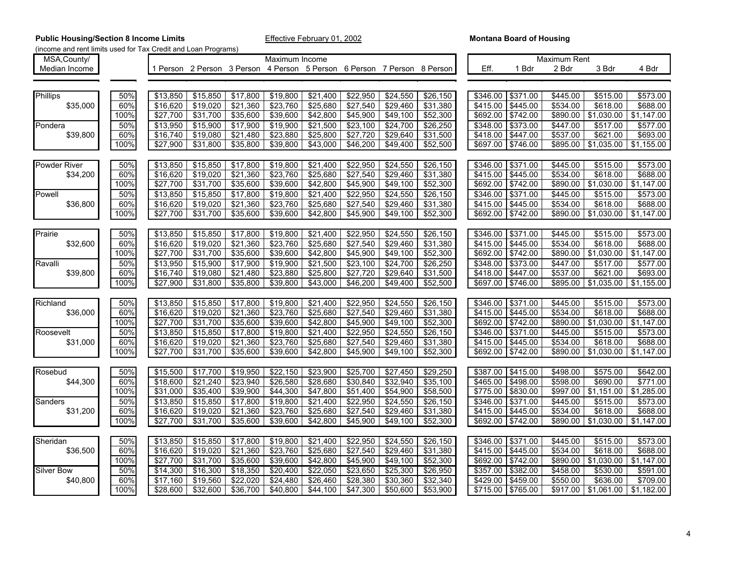**Public Housing/Section 8 Income Limits** — Effective February 01, 2002 — **Montana Board of Housing**

(income and rent limits used for Tax Credit and Loan Programs)

| MSA,County/ Median Income | | Maximum Income 1 Person | 2 Person | 3 Person | 4 Person | 5 Person | 6 Person | 7 Person | 8 Person | Maximum Rent Eff. | 1 Bdr | 2 Bdr | 3 Bdr | 4 Bdr |
|---|---|---|---|---|---|---|---|---|---|---|---|---|---|---|
| Phillips | 50% | $13,850 | $15,850 | $17,800 | $19,800 | $21,400 | $22,950 | $24,550 | $26,150 | $346.00 | $371.00 | $445.00 | $515.00 | $573.00 |
| $35,000 | 60% | $16,620 | $19,020 | $21,360 | $23,760 | $25,680 | $27,540 | $29,460 | $31,380 | $415.00 | $445.00 | $534.00 | $618.00 | $688.00 |
| | 100% | $27,700 | $31,700 | $35,600 | $39,600 | $42,800 | $45,900 | $49,100 | $52,300 | $692.00 | $742.00 | $890.00 | $1,030.00 | $1,147.00 |
| Pondera | 50% | $13,950 | $15,900 | $17,900 | $19,900 | $21,500 | $23,100 | $24,700 | $26,250 | $348.00 | $373.00 | $447.00 | $517.00 | $577.00 |
| $39,800 | 60% | $16,740 | $19,080 | $21,480 | $23,880 | $25,800 | $27,720 | $29,640 | $31,500 | $418.00 | $447.00 | $537.00 | $621.00 | $693.00 |
| | 100% | $27,900 | $31,800 | $35,800 | $39,800 | $43,000 | $46,200 | $49,400 | $52,500 | $697.00 | $746.00 | $895.00 | $1,035.00 | $1,155.00 |
| Powder River | 50% | $13,850 | $15,850 | $17,800 | $19,800 | $21,400 | $22,950 | $24,550 | $26,150 | $346.00 | $371.00 | $445.00 | $515.00 | $573.00 |
| $34,200 | 60% | $16,620 | $19,020 | $21,360 | $23,760 | $25,680 | $27,540 | $29,460 | $31,380 | $415.00 | $445.00 | $534.00 | $618.00 | $688.00 |
| | 100% | $27,700 | $31,700 | $35,600 | $39,600 | $42,800 | $45,900 | $49,100 | $52,300 | $692.00 | $742.00 | $890.00 | $1,030.00 | $1,147.00 |
| Powell | 50% | $13,850 | $15,850 | $17,800 | $19,800 | $21,400 | $22,950 | $24,550 | $26,150 | $346.00 | $371.00 | $445.00 | $515.00 | $573.00 |
| $36,800 | 60% | $16,620 | $19,020 | $21,360 | $23,760 | $25,680 | $27,540 | $29,460 | $31,380 | $415.00 | $445.00 | $534.00 | $618.00 | $688.00 |
| | 100% | $27,700 | $31,700 | $35,600 | $39,600 | $42,800 | $45,900 | $49,100 | $52,300 | $692.00 | $742.00 | $890.00 | $1,030.00 | $1,147.00 |
| Prairie | 50% | $13,850 | $15,850 | $17,800 | $19,800 | $21,400 | $22,950 | $24,550 | $26,150 | $346.00 | $371.00 | $445.00 | $515.00 | $573.00 |
| $32,600 | 60% | $16,620 | $19,020 | $21,360 | $23,760 | $25,680 | $27,540 | $29,460 | $31,380 | $415.00 | $445.00 | $534.00 | $618.00 | $688.00 |
| | 100% | $27,700 | $31,700 | $35,600 | $39,600 | $42,800 | $45,900 | $49,100 | $52,300 | $692.00 | $742.00 | $890.00 | $1,030.00 | $1,147.00 |
| Ravalli | 50% | $13,950 | $15,900 | $17,900 | $19,900 | $21,500 | $23,100 | $24,700 | $26,250 | $348.00 | $373.00 | $447.00 | $517.00 | $577.00 |
| $39,800 | 60% | $16,740 | $19,080 | $21,480 | $23,880 | $25,800 | $27,720 | $29,640 | $31,500 | $418.00 | $447.00 | $537.00 | $621.00 | $693.00 |
| | 100% | $27,900 | $31,800 | $35,800 | $39,800 | $43,000 | $46,200 | $49,400 | $52,500 | $697.00 | $746.00 | $895.00 | $1,035.00 | $1,155.00 |
| Richland | 50% | $13,850 | $15,850 | $17,800 | $19,800 | $21,400 | $22,950 | $24,550 | $26,150 | $346.00 | $371.00 | $445.00 | $515.00 | $573.00 |
| $36,000 | 60% | $16,620 | $19,020 | $21,360 | $23,760 | $25,680 | $27,540 | $29,460 | $31,380 | $415.00 | $445.00 | $534.00 | $618.00 | $688.00 |
| | 100% | $27,700 | $31,700 | $35,600 | $39,600 | $42,800 | $45,900 | $49,100 | $52,300 | $692.00 | $742.00 | $890.00 | $1,030.00 | $1,147.00 |
| Roosevelt | 50% | $13,850 | $15,850 | $17,800 | $19,800 | $21,400 | $22,950 | $24,550 | $26,150 | $346.00 | $371.00 | $445.00 | $515.00 | $573.00 |
| $31,000 | 60% | $16,620 | $19,020 | $21,360 | $23,760 | $25,680 | $27,540 | $29,460 | $31,380 | $415.00 | $445.00 | $534.00 | $618.00 | $688.00 |
| | 100% | $27,700 | $31,700 | $35,600 | $39,600 | $42,800 | $45,900 | $49,100 | $52,300 | $692.00 | $742.00 | $890.00 | $1,030.00 | $1,147.00 |
| Rosebud | 50% | $15,500 | $17,700 | $19,950 | $22,150 | $23,900 | $25,700 | $27,450 | $29,250 | $387.00 | $415.00 | $498.00 | $575.00 | $642.00 |
| $44,300 | 60% | $18,600 | $21,240 | $23,940 | $26,580 | $28,680 | $30,840 | $32,940 | $35,100 | $465.00 | $498.00 | $598.00 | $690.00 | $771.00 |
| | 100% | $31,000 | $35,400 | $39,900 | $44,300 | $47,800 | $51,400 | $54,900 | $58,500 | $775.00 | $830.00 | $997.00 | $1,151.00 | $1,285.00 |
| Sanders | 50% | $13,850 | $15,850 | $17,800 | $19,800 | $21,400 | $22,950 | $24,550 | $26,150 | $346.00 | $371.00 | $445.00 | $515.00 | $573.00 |
| $31,200 | 60% | $16,620 | $19,020 | $21,360 | $23,760 | $25,680 | $27,540 | $29,460 | $31,380 | $415.00 | $445.00 | $534.00 | $618.00 | $688.00 |
| | 100% | $27,700 | $31,700 | $35,600 | $39,600 | $42,800 | $45,900 | $49,100 | $52,300 | $692.00 | $742.00 | $890.00 | $1,030.00 | $1,147.00 |
| Sheridan | 50% | $13,850 | $15,850 | $17,800 | $19,800 | $21,400 | $22,950 | $24,550 | $26,150 | $346.00 | $371.00 | $445.00 | $515.00 | $573.00 |
| $36,500 | 60% | $16,620 | $19,020 | $21,360 | $23,760 | $25,680 | $27,540 | $29,460 | $31,380 | $415.00 | $445.00 | $534.00 | $618.00 | $688.00 |
| | 100% | $27,700 | $31,700 | $35,600 | $39,600 | $42,800 | $45,900 | $49,100 | $52,300 | $692.00 | $742.00 | $890.00 | $1,030.00 | $1,147.00 |
| Silver Bow | 50% | $14,300 | $16,300 | $18,350 | $20,400 | $22,050 | $23,650 | $25,300 | $26,950 | $357.00 | $382.00 | $458.00 | $530.00 | $591.00 |
| $40,800 | 60% | $17,160 | $19,560 | $22,020 | $24,480 | $26,460 | $28,380 | $30,360 | $32,340 | $429.00 | $459.00 | $550.00 | $636.00 | $709.00 |
| | 100% | $28,600 | $32,600 | $36,700 | $40,800 | $44,100 | $47,300 | $50,600 | $53,900 | $715.00 | $765.00 | $917.00 | $1,061.00 | $1,182.00 |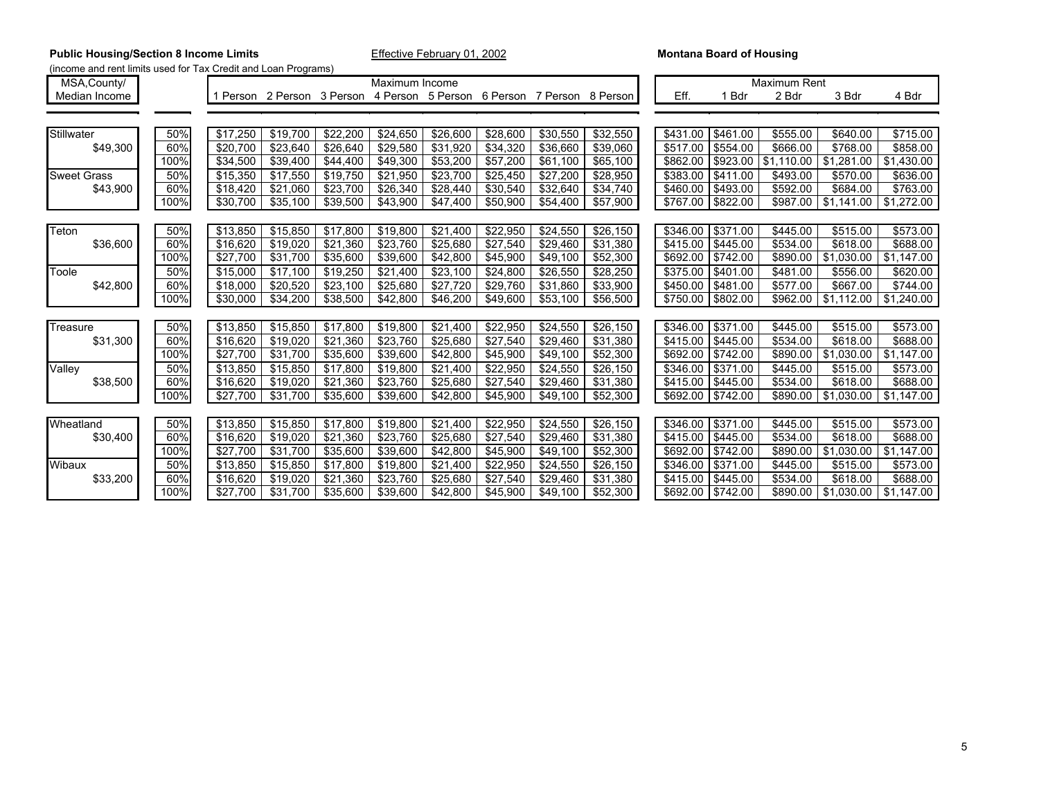**Public Housing/Section 8 Income Limits** Effective February 01, 2002 **Montana Board of Housing**

(income and rent limits used for Tax Credit and Loan Programs)

| MSA,County/ Median Income | | Maximum Income | | | | | | | | Maximum Rent | | | | |
|---|---|---|---|---|---|---|---|---|---|---|---|---|---|---|
| | | 1 Person | 2 Person | 3 Person | 4 Person | 5 Person | 6 Person | 7 Person | 8 Person | Eff. | 1 Bdr | 2 Bdr | 3 Bdr | 4 Bdr |
| Stillwater | 50% | $17,250 | $19,700 | $22,200 | $24,650 | $26,600 | $28,600 | $30,550 | $32,550 | $431.00 | $461.00 | $555.00 | $640.00 | $715.00 |
| $49,300 | 60% | $20,700 | $23,640 | $26,640 | $29,580 | $31,920 | $34,320 | $36,660 | $39,060 | $517.00 | $554.00 | $666.00 | $768.00 | $858.00 |
| | 100% | $34,500 | $39,400 | $44,400 | $49,300 | $53,200 | $57,200 | $61,100 | $65,100 | $862.00 | $923.00 | $1,110.00 | $1,281.00 | $1,430.00 |
| Sweet Grass | 50% | $15,350 | $17,550 | $19,750 | $21,950 | $23,700 | $25,450 | $27,200 | $28,950 | $383.00 | $411.00 | $493.00 | $570.00 | $636.00 |
| $43,900 | 60% | $18,420 | $21,060 | $23,700 | $26,340 | $28,440 | $30,540 | $32,640 | $34,740 | $460.00 | $493.00 | $592.00 | $684.00 | $763.00 |
| | 100% | $30,700 | $35,100 | $39,500 | $43,900 | $47,400 | $50,900 | $54,400 | $57,900 | $767.00 | $822.00 | $987.00 | $1,141.00 | $1,272.00 |
| Teton | 50% | $13,850 | $15,850 | $17,800 | $19,800 | $21,400 | $22,950 | $24,550 | $26,150 | $346.00 | $371.00 | $445.00 | $515.00 | $573.00 |
| $36,600 | 60% | $16,620 | $19,020 | $21,360 | $23,760 | $25,680 | $27,540 | $29,460 | $31,380 | $415.00 | $445.00 | $534.00 | $618.00 | $688.00 |
| | 100% | $27,700 | $31,700 | $35,600 | $39,600 | $42,800 | $45,900 | $49,100 | $52,300 | $692.00 | $742.00 | $890.00 | $1,030.00 | $1,147.00 |
| Toole | 50% | $15,000 | $17,100 | $19,250 | $21,400 | $23,100 | $24,800 | $26,550 | $28,250 | $375.00 | $401.00 | $481.00 | $556.00 | $620.00 |
| $42,800 | 60% | $18,000 | $20,520 | $23,100 | $25,680 | $27,720 | $29,760 | $31,860 | $33,900 | $450.00 | $481.00 | $577.00 | $667.00 | $744.00 |
| | 100% | $30,000 | $34,200 | $38,500 | $42,800 | $46,200 | $49,600 | $53,100 | $56,500 | $750.00 | $802.00 | $962.00 | $1,112.00 | $1,240.00 |
| Treasure | 50% | $13,850 | $15,850 | $17,800 | $19,800 | $21,400 | $22,950 | $24,550 | $26,150 | $346.00 | $371.00 | $445.00 | $515.00 | $573.00 |
| $31,300 | 60% | $16,620 | $19,020 | $21,360 | $23,760 | $25,680 | $27,540 | $29,460 | $31,380 | $415.00 | $445.00 | $534.00 | $618.00 | $688.00 |
| | 100% | $27,700 | $31,700 | $35,600 | $39,600 | $42,800 | $45,900 | $49,100 | $52,300 | $692.00 | $742.00 | $890.00 | $1,030.00 | $1,147.00 |
| Valley | 50% | $13,850 | $15,850 | $17,800 | $19,800 | $21,400 | $22,950 | $24,550 | $26,150 | $346.00 | $371.00 | $445.00 | $515.00 | $573.00 |
| $38,500 | 60% | $16,620 | $19,020 | $21,360 | $23,760 | $25,680 | $27,540 | $29,460 | $31,380 | $415.00 | $445.00 | $534.00 | $618.00 | $688.00 |
| | 100% | $27,700 | $31,700 | $35,600 | $39,600 | $42,800 | $45,900 | $49,100 | $52,300 | $692.00 | $742.00 | $890.00 | $1,030.00 | $1,147.00 |
| Wheatland | 50% | $13,850 | $15,850 | $17,800 | $19,800 | $21,400 | $22,950 | $24,550 | $26,150 | $346.00 | $371.00 | $445.00 | $515.00 | $573.00 |
| $30,400 | 60% | $16,620 | $19,020 | $21,360 | $23,760 | $25,680 | $27,540 | $29,460 | $31,380 | $415.00 | $445.00 | $534.00 | $618.00 | $688.00 |
| | 100% | $27,700 | $31,700 | $35,600 | $39,600 | $42,800 | $45,900 | $49,100 | $52,300 | $692.00 | $742.00 | $890.00 | $1,030.00 | $1,147.00 |
| Wibaux | 50% | $13,850 | $15,850 | $17,800 | $19,800 | $21,400 | $22,950 | $24,550 | $26,150 | $346.00 | $371.00 | $445.00 | $515.00 | $573.00 |
| $33,200 | 60% | $16,620 | $19,020 | $21,360 | $23,760 | $25,680 | $27,540 | $29,460 | $31,380 | $415.00 | $445.00 | $534.00 | $618.00 | $688.00 |
| | 100% | $27,700 | $31,700 | $35,600 | $39,600 | $42,800 | $45,900 | $49,100 | $52,300 | $692.00 | $742.00 | $890.00 | $1,030.00 | $1,147.00 |